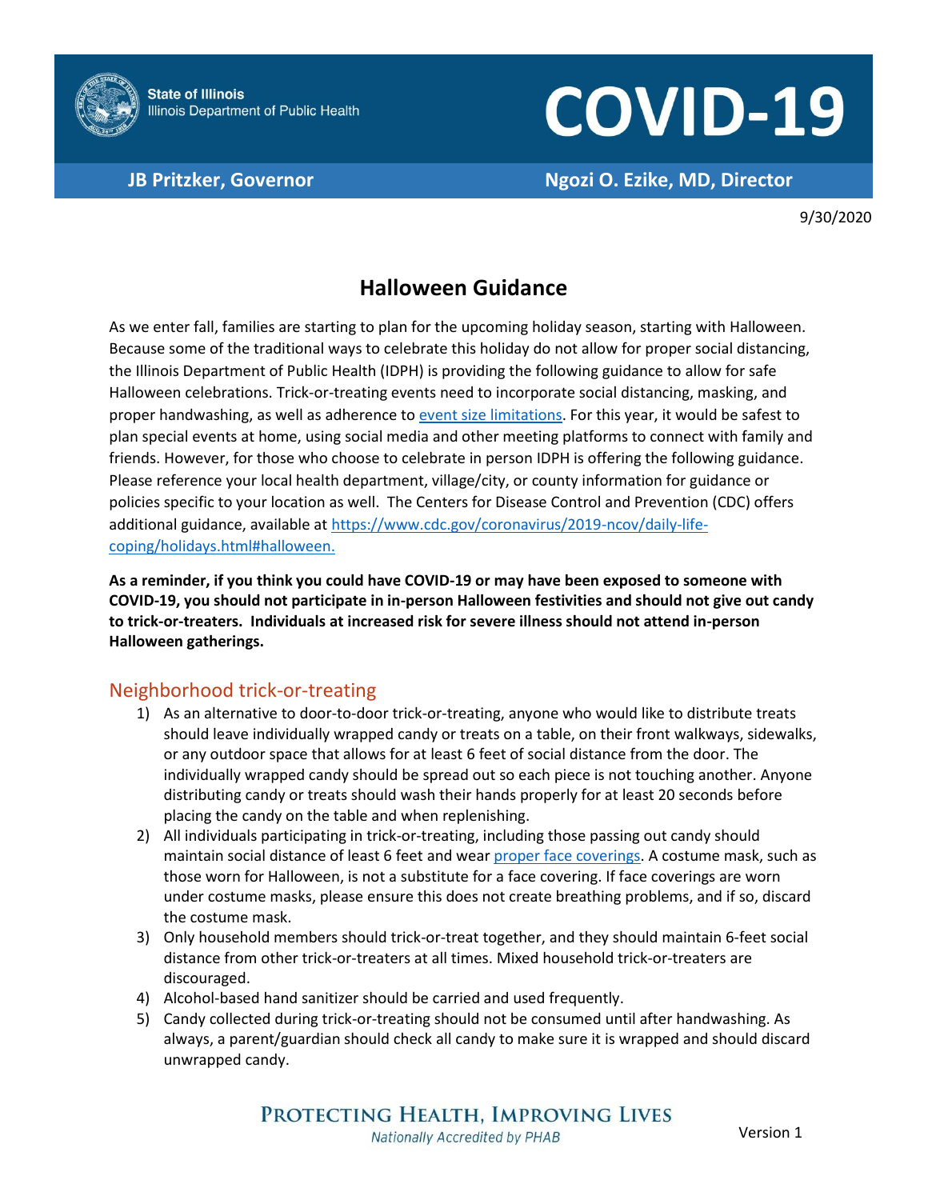State of Illinois
Illinois Department of Public Health

# COVID-19

**JB Pritzker, Governor** | **Ngozi O. Ezike, MD, Director**

9/30/2020

## Halloween Guidance

As we enter fall, families are starting to plan for the upcoming holiday season, starting with Halloween. Because some of the traditional ways to celebrate this holiday do not allow for proper social distancing, the Illinois Department of Public Health (IDPH) is providing the following guidance to allow for safe Halloween celebrations. Trick-or-treating events need to incorporate social distancing, masking, and proper handwashing, as well as adherence to event size limitations. For this year, it would be safest to plan special events at home, using social media and other meeting platforms to connect with family and friends. However, for those who choose to celebrate in person IDPH is offering the following guidance. Please reference your local health department, village/city, or county information for guidance or policies specific to your location as well. The Centers for Disease Control and Prevention (CDC) offers additional guidance, available at https://www.cdc.gov/coronavirus/2019-ncov/daily-life-coping/holidays.html#halloween.

**As a reminder, if you think you could have COVID-19 or may have been exposed to someone with COVID-19, you should not participate in in-person Halloween festivities and should not give out candy to trick-or-treaters. Individuals at increased risk for severe illness should not attend in-person Halloween gatherings.**

### Neighborhood trick-or-treating

1) As an alternative to door-to-door trick-or-treating, anyone who would like to distribute treats should leave individually wrapped candy or treats on a table, on their front walkways, sidewalks, or any outdoor space that allows for at least 6 feet of social distance from the door. The individually wrapped candy should be spread out so each piece is not touching another. Anyone distributing candy or treats should wash their hands properly for at least 20 seconds before placing the candy on the table and when replenishing.
2) All individuals participating in trick-or-treating, including those passing out candy should maintain social distance of least 6 feet and wear proper face coverings. A costume mask, such as those worn for Halloween, is not a substitute for a face covering. If face coverings are worn under costume masks, please ensure this does not create breathing problems, and if so, discard the costume mask.
3) Only household members should trick-or-treat together, and they should maintain 6-feet social distance from other trick-or-treaters at all times. Mixed household trick-or-treaters are discouraged.
4) Alcohol-based hand sanitizer should be carried and used frequently.
5) Candy collected during trick-or-treating should not be consumed until after handwashing. As always, a parent/guardian should check all candy to make sure it is wrapped and should discard unwrapped candy.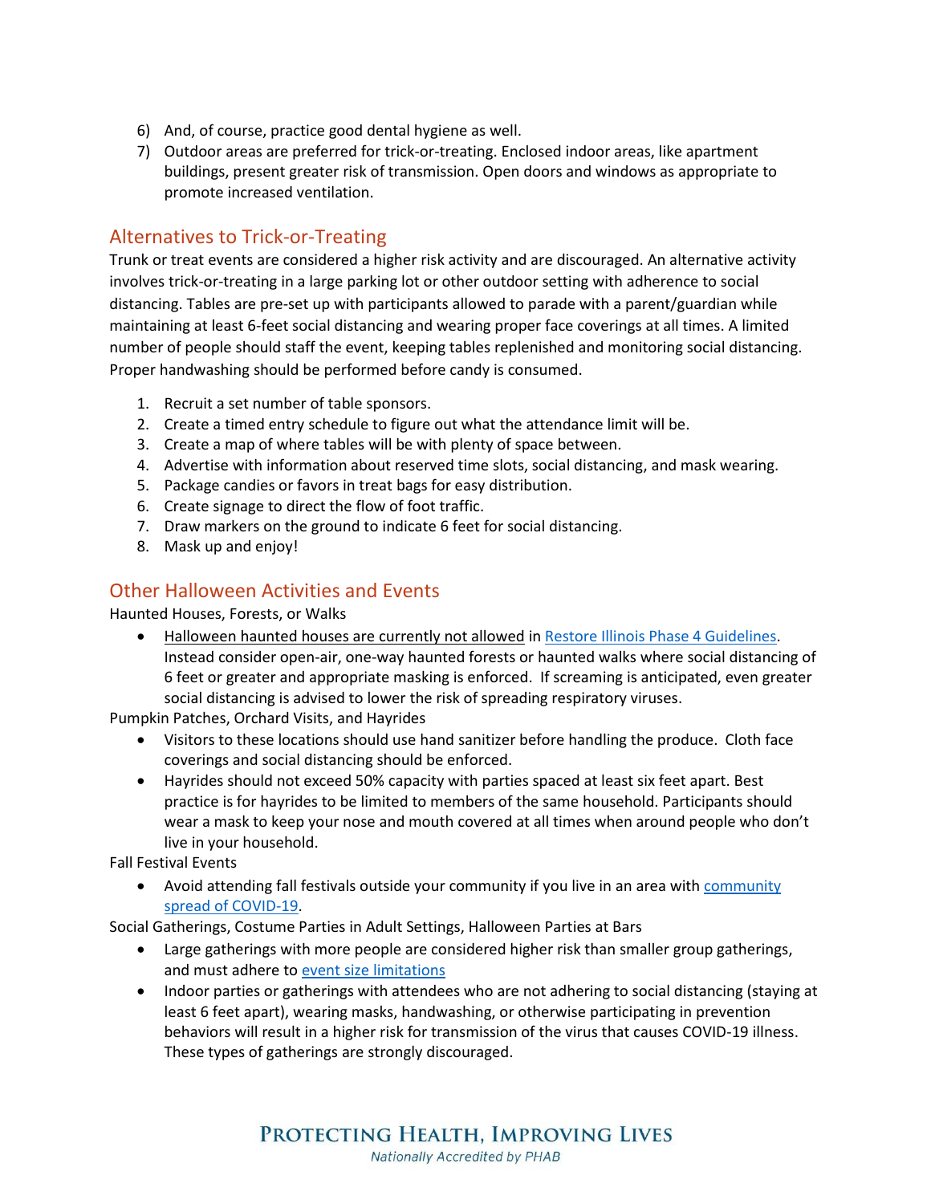6) And, of course, practice good dental hygiene as well.
7) Outdoor areas are preferred for trick-or-treating. Enclosed indoor areas, like apartment buildings, present greater risk of transmission. Open doors and windows as appropriate to promote increased ventilation.

## Alternatives to Trick-or-Treating

Trunk or treat events are considered a higher risk activity and are discouraged. An alternative activity involves trick-or-treating in a large parking lot or other outdoor setting with adherence to social distancing. Tables are pre-set up with participants allowed to parade with a parent/guardian while maintaining at least 6-feet social distancing and wearing proper face coverings at all times. A limited number of people should staff the event, keeping tables replenished and monitoring social distancing. Proper handwashing should be performed before candy is consumed.

1. Recruit a set number of table sponsors.
2. Create a timed entry schedule to figure out what the attendance limit will be.
3. Create a map of where tables will be with plenty of space between.
4. Advertise with information about reserved time slots, social distancing, and mask wearing.
5. Package candies or favors in treat bags for easy distribution.
6. Create signage to direct the flow of foot traffic.
7. Draw markers on the ground to indicate 6 feet for social distancing.
8. Mask up and enjoy!

## Other Halloween Activities and Events

Haunted Houses, Forests, or Walks

- Halloween haunted houses are currently not allowed in Restore Illinois Phase 4 Guidelines. Instead consider open-air, one-way haunted forests or haunted walks where social distancing of 6 feet or greater and appropriate masking is enforced. If screaming is anticipated, even greater social distancing is advised to lower the risk of spreading respiratory viruses.

Pumpkin Patches, Orchard Visits, and Hayrides

- Visitors to these locations should use hand sanitizer before handling the produce. Cloth face coverings and social distancing should be enforced.
- Hayrides should not exceed 50% capacity with parties spaced at least six feet apart. Best practice is for hayrides to be limited to members of the same household. Participants should wear a mask to keep your nose and mouth covered at all times when around people who don't live in your household.

Fall Festival Events

- Avoid attending fall festivals outside your community if you live in an area with community spread of COVID-19.

Social Gatherings, Costume Parties in Adult Settings, Halloween Parties at Bars

- Large gatherings with more people are considered higher risk than smaller group gatherings, and must adhere to event size limitations
- Indoor parties or gatherings with attendees who are not adhering to social distancing (staying at least 6 feet apart), wearing masks, handwashing, or otherwise participating in prevention behaviors will result in a higher risk for transmission of the virus that causes COVID-19 illness. These types of gatherings are strongly discouraged.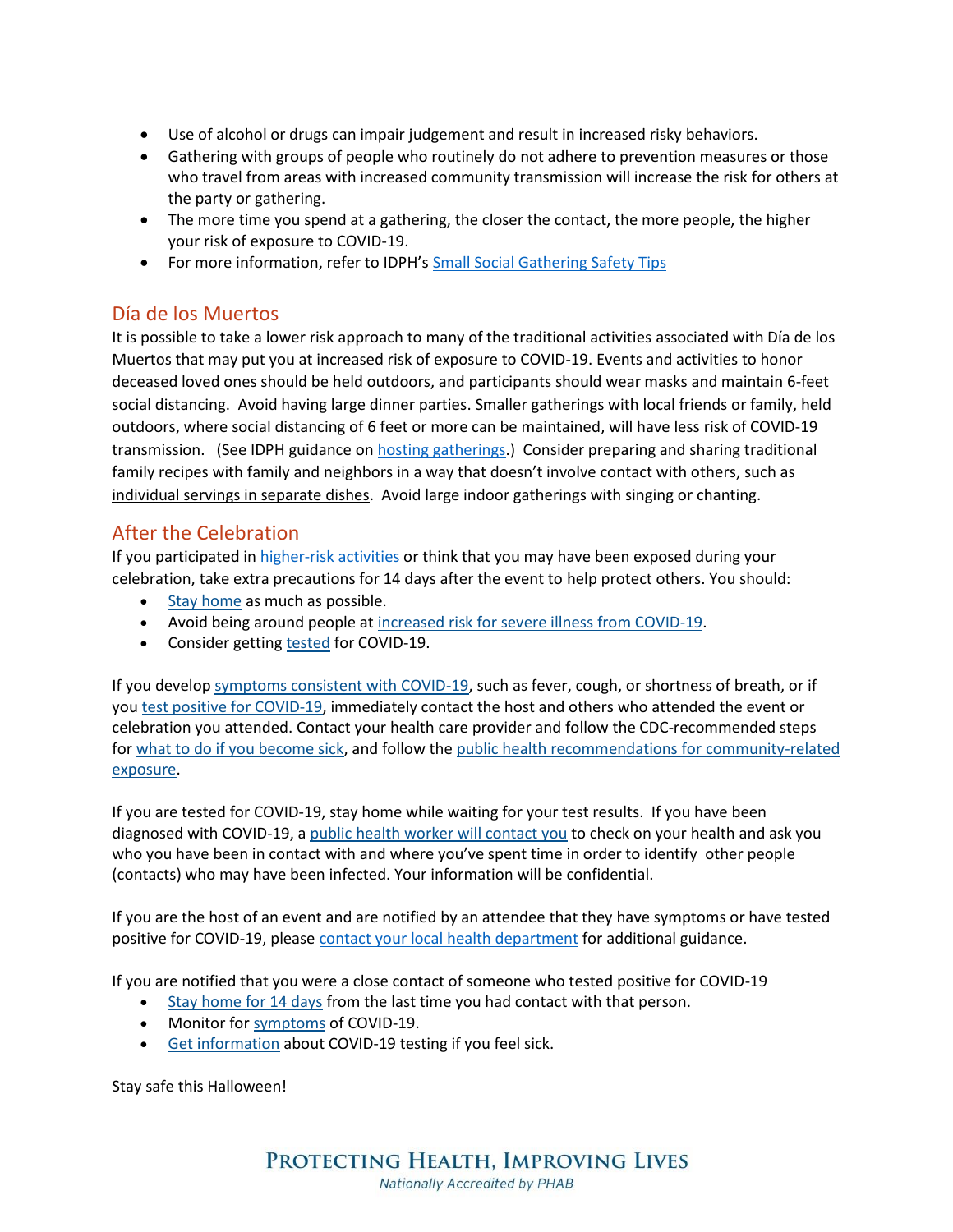- Use of alcohol or drugs can impair judgement and result in increased risky behaviors.
- Gathering with groups of people who routinely do not adhere to prevention measures or those who travel from areas with increased community transmission will increase the risk for others at the party or gathering.
- The more time you spend at a gathering, the closer the contact, the more people, the higher your risk of exposure to COVID-19.
- For more information, refer to IDPH's Small Social Gathering Safety Tips

## Día de los Muertos

It is possible to take a lower risk approach to many of the traditional activities associated with Día de los Muertos that may put you at increased risk of exposure to COVID-19. Events and activities to honor deceased loved ones should be held outdoors, and participants should wear masks and maintain 6-feet social distancing. Avoid having large dinner parties. Smaller gatherings with local friends or family, held outdoors, where social distancing of 6 feet or more can be maintained, will have less risk of COVID-19 transmission. (See IDPH guidance on hosting gatherings.) Consider preparing and sharing traditional family recipes with family and neighbors in a way that doesn't involve contact with others, such as individual servings in separate dishes. Avoid large indoor gatherings with singing or chanting.

## After the Celebration

If you participated in higher-risk activities or think that you may have been exposed during your celebration, take extra precautions for 14 days after the event to help protect others. You should:

- Stay home as much as possible.
- Avoid being around people at increased risk for severe illness from COVID-19.
- Consider getting tested for COVID-19.

If you develop symptoms consistent with COVID-19, such as fever, cough, or shortness of breath, or if you test positive for COVID-19, immediately contact the host and others who attended the event or celebration you attended. Contact your health care provider and follow the CDC-recommended steps for what to do if you become sick, and follow the public health recommendations for community-related exposure.

If you are tested for COVID-19, stay home while waiting for your test results. If you have been diagnosed with COVID-19, a public health worker will contact you to check on your health and ask you who you have been in contact with and where you've spent time in order to identify other people (contacts) who may have been infected. Your information will be confidential.

If you are the host of an event and are notified by an attendee that they have symptoms or have tested positive for COVID-19, please contact your local health department for additional guidance.

If you are notified that you were a close contact of someone who tested positive for COVID-19

- Stay home for 14 days from the last time you had contact with that person.
- Monitor for symptoms of COVID-19.
- Get information about COVID-19 testing if you feel sick.

Stay safe this Halloween!

**Protecting Health, Improving Lives**

*Nationally Accredited by PHAB*